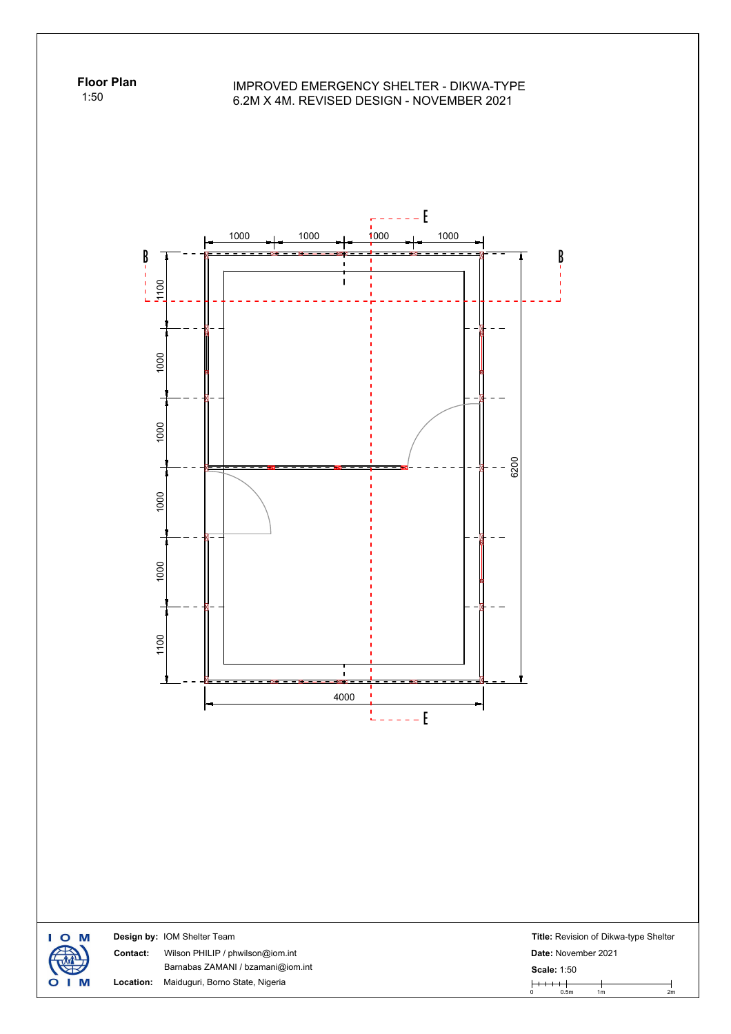**Floor Plan**
1:50

IMPROVED EMERGENCY SHELTER - DIKWA-TYPE
6.2M X 4M. REVISED DESIGN - NOVEMBER 2021

**Design by:** IOM Shelter Team

**Contact:** Wilson PHILIP / phwilson@iom.int
Barnabas ZAMANI / bzamani@iom.int

**Location:** Maiduguri, Borno State, Nigeria

**Title:** Revision of Dikwa-type Shelter

**Date:** November 2021

**Scale:** 1:50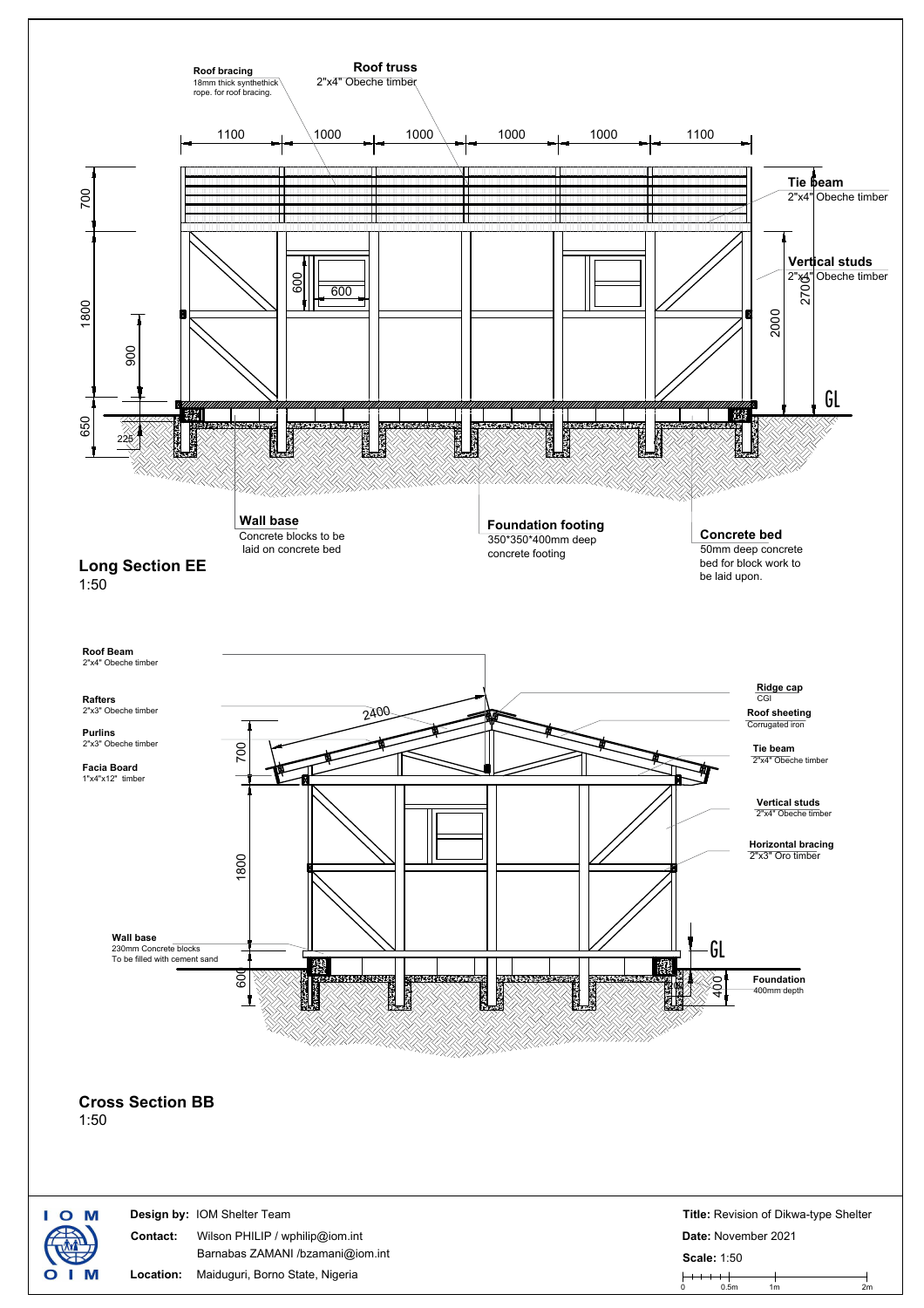**Roof bracing**
18mm thick synthethick rope. for roof bracing.

**Roof truss**
2"x4" Obeche timber

1100 | 1000 | 1000 | 1000 | 1000 | 1100

**Tie beam**
2"x4" Obeche timber

**Vertical studs**
2"x4" Obeche timber

700
1800
900
650
225
600
600
2000
2700
GL

**Wall base**
Concrete blocks to be laid on concrete bed

**Foundation footing**
350*350*400mm deep concrete footing

**Concrete bed**
50mm deep concrete bed for block work to be laid upon.

## Long Section EE
1:50

**Roof Beam**
2"x4" Obeche timber

**Rafters**
2"x3" Obeche timber

**Purlins**
2"x3" Obeche timber

**Facia Board**
1"x4"x12" timber

**Ridge cap**
CGI

**Roof sheeting**
Corrugated iron

**Tie beam**
2"x4" Obeche timber

**Vertical studs**
2"x4" Obeche timber

**Horizontal bracing**
2"x3" Oro timber

2400
700
1800
600
400
GL

**Wall base**
230mm Concrete blocks
To be filled with cement sand

**Foundation**
400mm depth

## Cross Section BB
1:50

IOM
OIM

**Design by:** IOM Shelter Team
**Contact:** Wilson PHILIP / wphilip@iom.int
Barnabas ZAMANI /bzamani@iom.int
**Location:** Maiduguri, Borno State, Nigeria

**Title:** Revision of Dikwa-type Shelter
**Date:** November 2021
**Scale:** 1:50

0 | 0.5m | 1m | 2m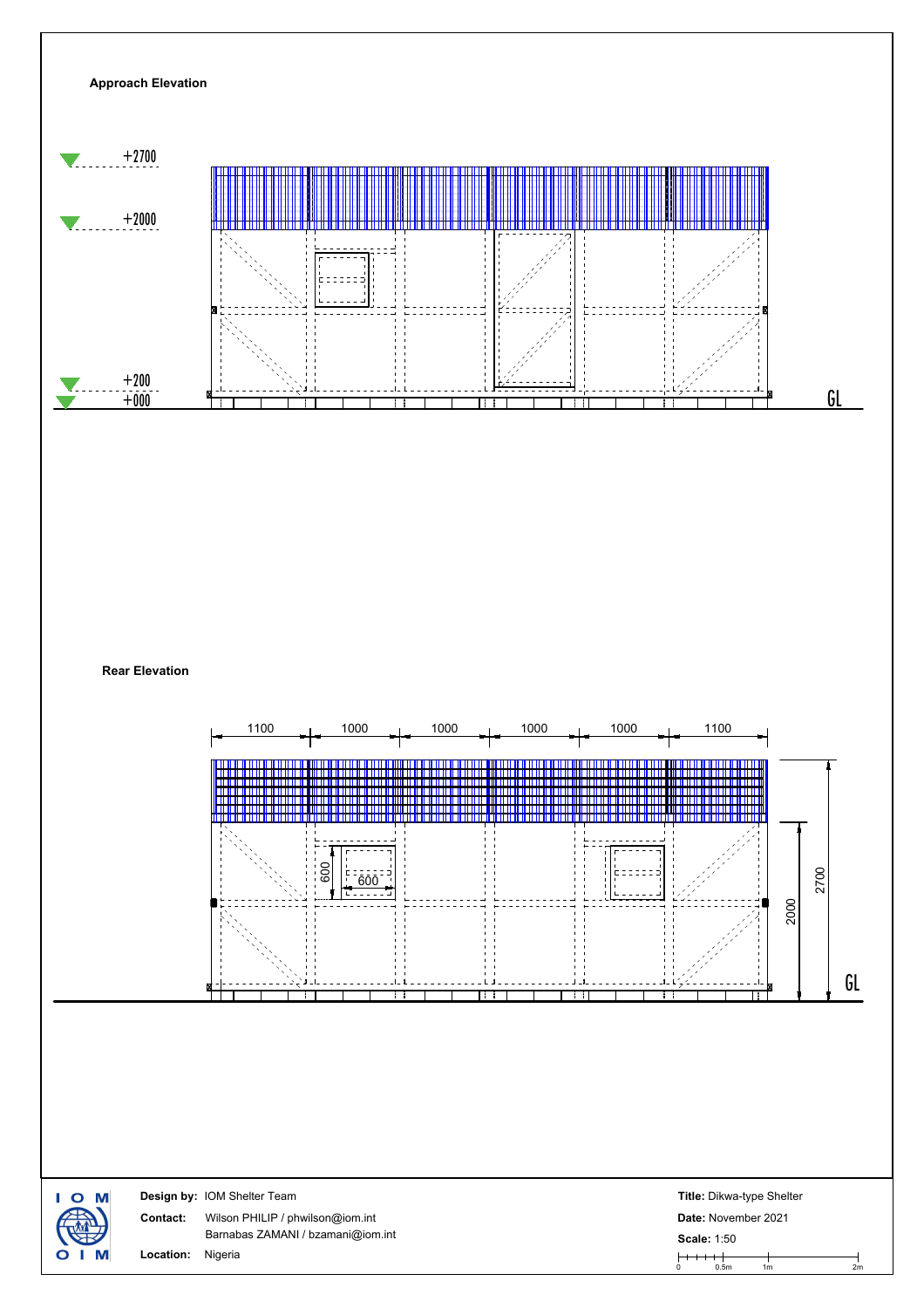**Approach Elevation**

+2700

+2000

+200

+000

GL

**Rear Elevation**

1100 1000 1000 1000 1000 1100

600

600

2000

2700

GL

**Design by:** IOM Shelter Team

**Contact:** Wilson PHILIP / phwilson@iom.int
Barnabas ZAMANI / bzamani@iom.int

**Location:** Nigeria

**Title:** Dikwa-type Shelter

**Date:** November 2021

**Scale:** 1:50

0 0.5m 1m 2m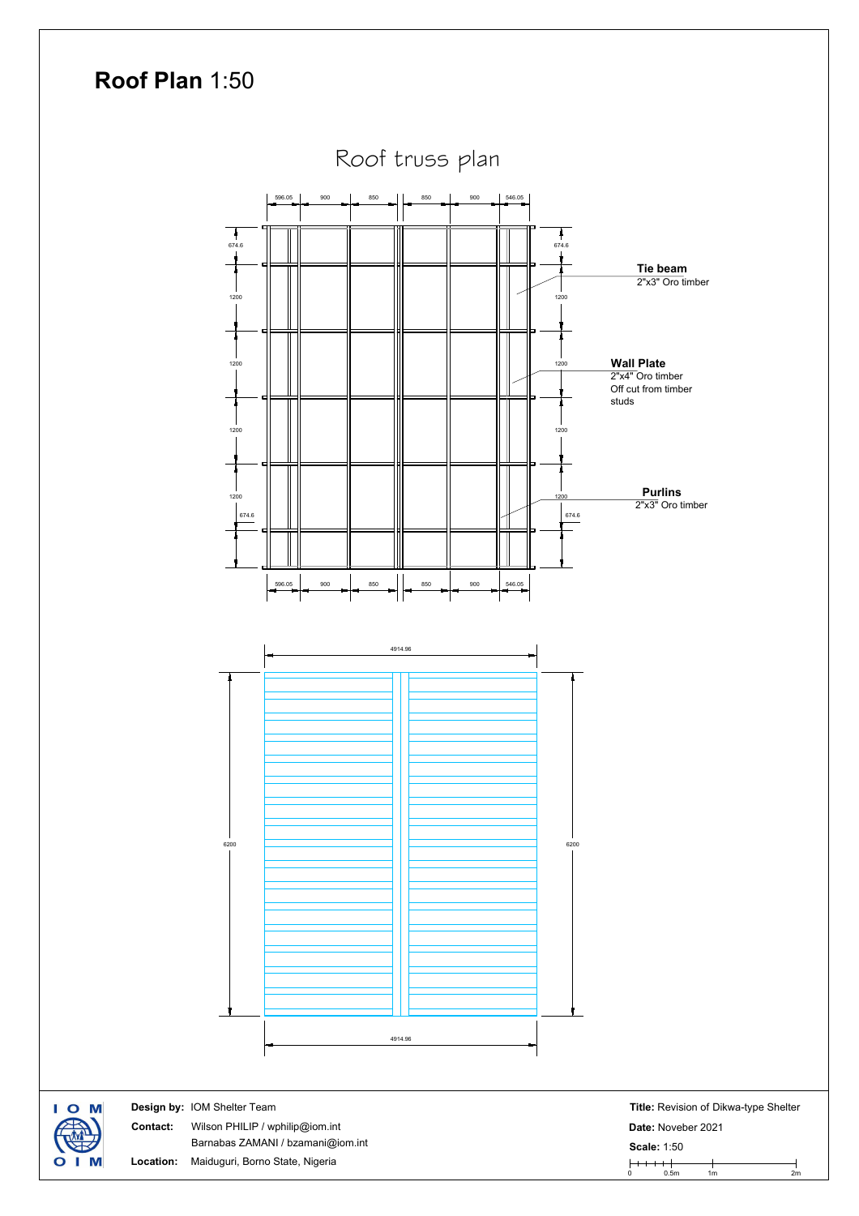# Roof Plan 1:50

## Roof truss plan

596.05 | 900 | 850 | 850 | 900 | 546.05

674.6
1200
1200
1200
1200
674.6

**Tie beam**
2"x3" Oro timber

**Wall Plate**
2"x4" Oro timber
Off cut from timber studs

**Purlins**
2"x3" Oro timber

4914.96

6200

**Design by:** IOM Shelter Team
**Contact:** Wilson PHILIP / wphilip@iom.int
Barnabas ZAMANI / bzamani@iom.int
**Location:** Maiduguri, Borno State, Nigeria

**Title:** Revision of Dikwa-type Shelter
**Date:** Noveber 2021
**Scale:** 1:50

0 0.5m 1m 2m